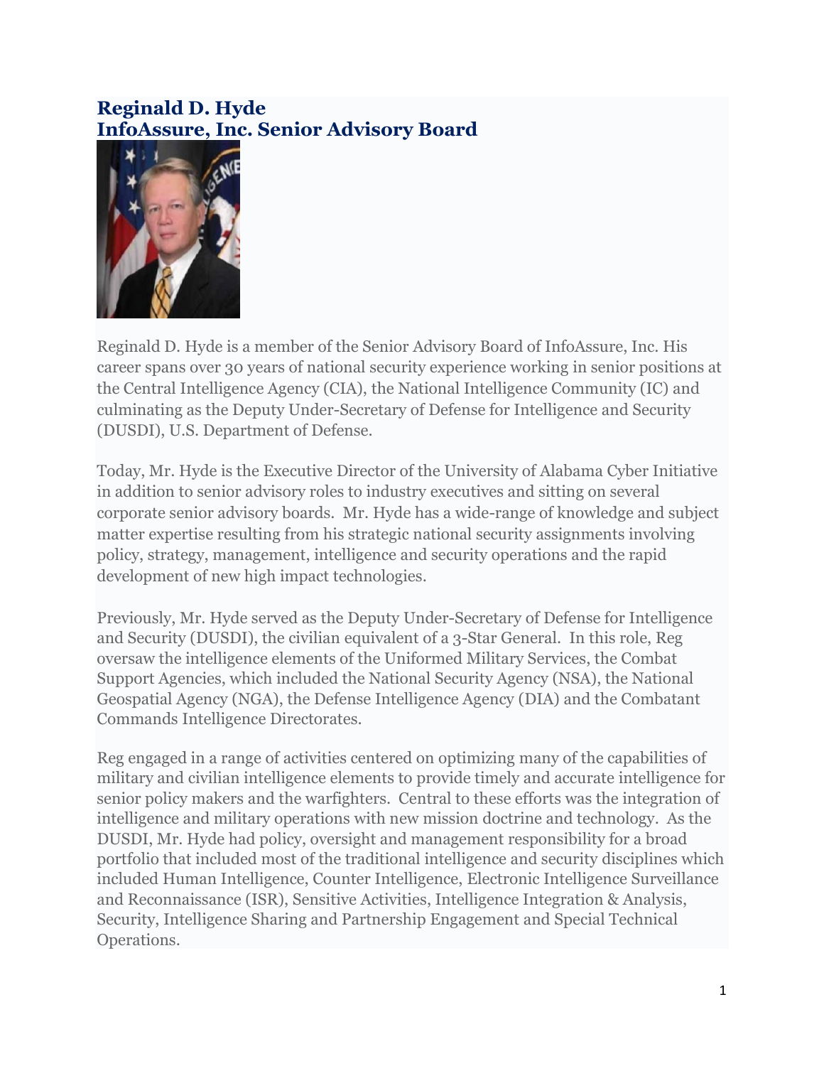# Reginald D. Hyde
# InfoAssure, Inc. Senior Advisory Board

Reginald D. Hyde is a member of the Senior Advisory Board of InfoAssure, Inc. His career spans over 30 years of national security experience working in senior positions at the Central Intelligence Agency (CIA), the National Intelligence Community (IC) and culminating as the Deputy Under-Secretary of Defense for Intelligence and Security (DUSDI), U.S. Department of Defense.

Today, Mr. Hyde is the Executive Director of the University of Alabama Cyber Initiative in addition to senior advisory roles to industry executives and sitting on several corporate senior advisory boards. Mr. Hyde has a wide-range of knowledge and subject matter expertise resulting from his strategic national security assignments involving policy, strategy, management, intelligence and security operations and the rapid development of new high impact technologies.

Previously, Mr. Hyde served as the Deputy Under-Secretary of Defense for Intelligence and Security (DUSDI), the civilian equivalent of a 3-Star General. In this role, Reg oversaw the intelligence elements of the Uniformed Military Services, the Combat Support Agencies, which included the National Security Agency (NSA), the National Geospatial Agency (NGA), the Defense Intelligence Agency (DIA) and the Combatant Commands Intelligence Directorates.

Reg engaged in a range of activities centered on optimizing many of the capabilities of military and civilian intelligence elements to provide timely and accurate intelligence for senior policy makers and the warfighters. Central to these efforts was the integration of intelligence and military operations with new mission doctrine and technology. As the DUSDI, Mr. Hyde had policy, oversight and management responsibility for a broad portfolio that included most of the traditional intelligence and security disciplines which included Human Intelligence, Counter Intelligence, Electronic Intelligence Surveillance and Reconnaissance (ISR), Sensitive Activities, Intelligence Integration & Analysis, Security, Intelligence Sharing and Partnership Engagement and Special Technical Operations.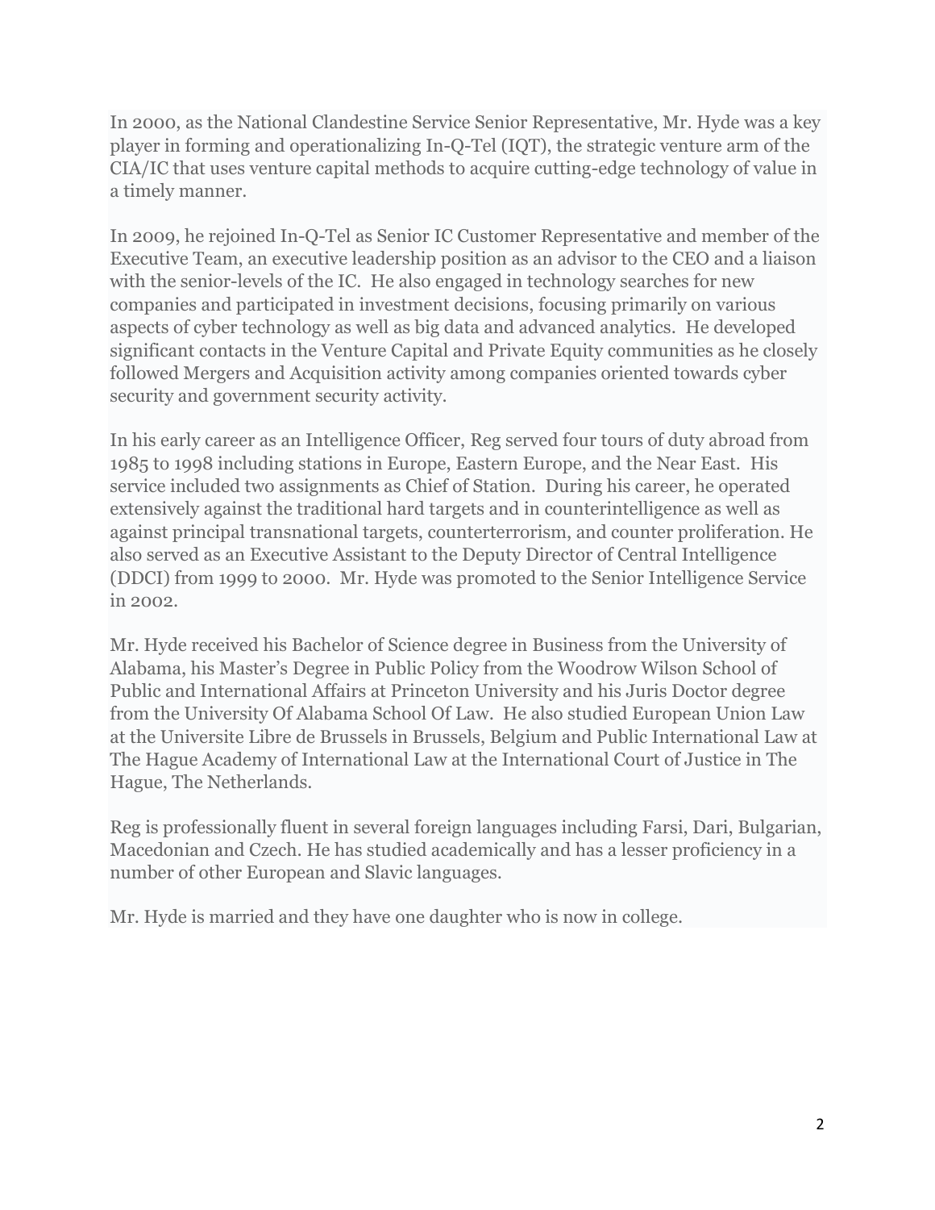In 2000, as the National Clandestine Service Senior Representative, Mr. Hyde was a key player in forming and operationalizing In-Q-Tel (IQT), the strategic venture arm of the CIA/IC that uses venture capital methods to acquire cutting-edge technology of value in a timely manner.

In 2009, he rejoined In-Q-Tel as Senior IC Customer Representative and member of the Executive Team, an executive leadership position as an advisor to the CEO and a liaison with the senior-levels of the IC. He also engaged in technology searches for new companies and participated in investment decisions, focusing primarily on various aspects of cyber technology as well as big data and advanced analytics. He developed significant contacts in the Venture Capital and Private Equity communities as he closely followed Mergers and Acquisition activity among companies oriented towards cyber security and government security activity.

In his early career as an Intelligence Officer, Reg served four tours of duty abroad from 1985 to 1998 including stations in Europe, Eastern Europe, and the Near East. His service included two assignments as Chief of Station. During his career, he operated extensively against the traditional hard targets and in counterintelligence as well as against principal transnational targets, counterterrorism, and counter proliferation. He also served as an Executive Assistant to the Deputy Director of Central Intelligence (DDCI) from 1999 to 2000. Mr. Hyde was promoted to the Senior Intelligence Service in 2002.

Mr. Hyde received his Bachelor of Science degree in Business from the University of Alabama, his Master's Degree in Public Policy from the Woodrow Wilson School of Public and International Affairs at Princeton University and his Juris Doctor degree from the University Of Alabama School Of Law. He also studied European Union Law at the Universite Libre de Brussels in Brussels, Belgium and Public International Law at The Hague Academy of International Law at the International Court of Justice in The Hague, The Netherlands.

Reg is professionally fluent in several foreign languages including Farsi, Dari, Bulgarian, Macedonian and Czech. He has studied academically and has a lesser proficiency in a number of other European and Slavic languages.

Mr. Hyde is married and they have one daughter who is now in college.